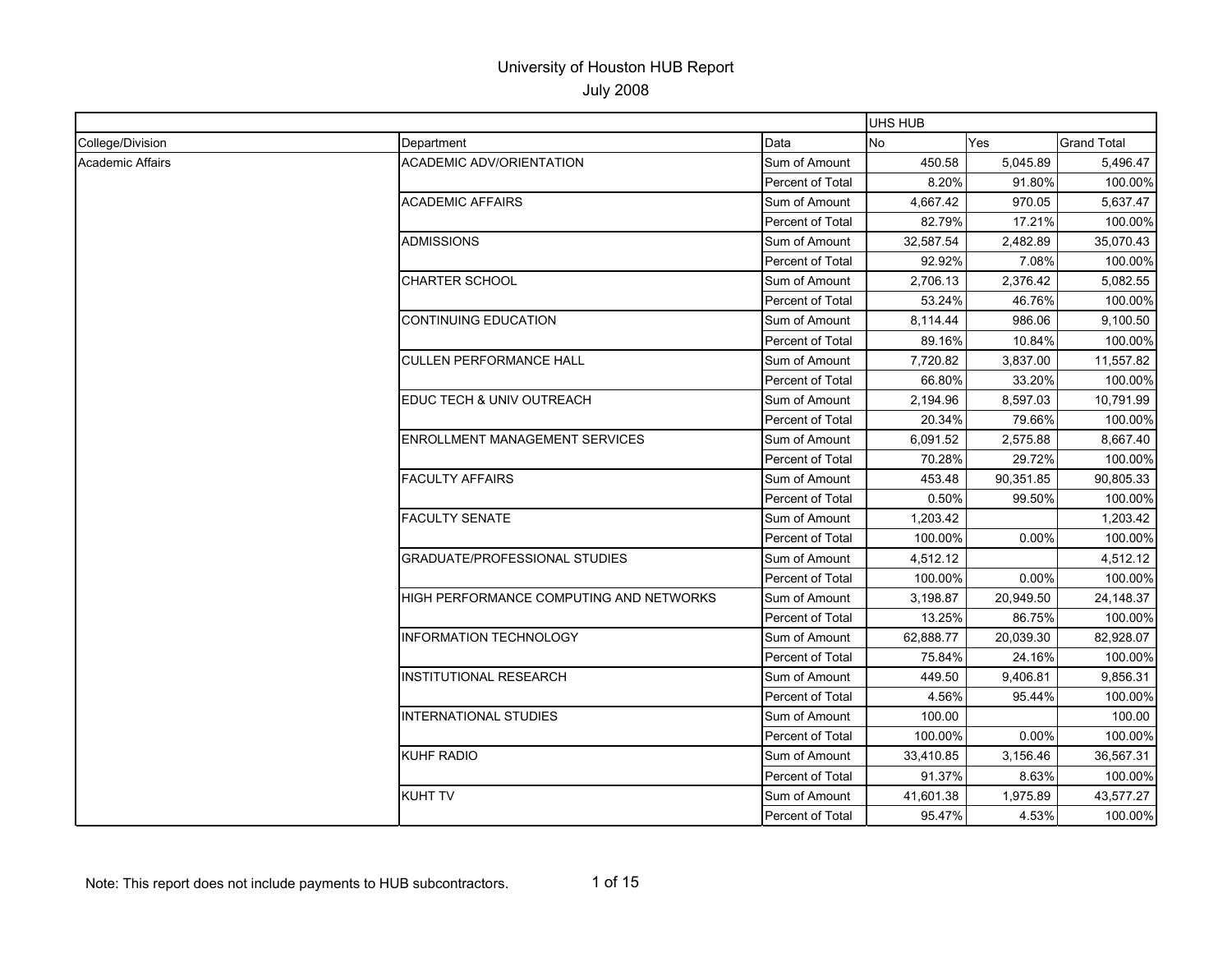# University of Houston HUB Report

## July 2008

| | | | UHS HUB | | |
|---|---|---|---|---|---|
| College/Division | Department | Data | No | Yes | Grand Total |
| Academic Affairs | ACADEMIC ADV/ORIENTATION | Sum of Amount | 450.58 | 5,045.89 | 5,496.47 |
| | | Percent of Total | 8.20% | 91.80% | 100.00% |
| | ACADEMIC AFFAIRS | Sum of Amount | 4,667.42 | 970.05 | 5,637.47 |
| | | Percent of Total | 82.79% | 17.21% | 100.00% |
| | ADMISSIONS | Sum of Amount | 32,587.54 | 2,482.89 | 35,070.43 |
| | | Percent of Total | 92.92% | 7.08% | 100.00% |
| | CHARTER SCHOOL | Sum of Amount | 2,706.13 | 2,376.42 | 5,082.55 |
| | | Percent of Total | 53.24% | 46.76% | 100.00% |
| | CONTINUING EDUCATION | Sum of Amount | 8,114.44 | 986.06 | 9,100.50 |
| | | Percent of Total | 89.16% | 10.84% | 100.00% |
| | CULLEN PERFORMANCE HALL | Sum of Amount | 7,720.82 | 3,837.00 | 11,557.82 |
| | | Percent of Total | 66.80% | 33.20% | 100.00% |
| | EDUC TECH & UNIV OUTREACH | Sum of Amount | 2,194.96 | 8,597.03 | 10,791.99 |
| | | Percent of Total | 20.34% | 79.66% | 100.00% |
| | ENROLLMENT MANAGEMENT SERVICES | Sum of Amount | 6,091.52 | 2,575.88 | 8,667.40 |
| | | Percent of Total | 70.28% | 29.72% | 100.00% |
| | FACULTY AFFAIRS | Sum of Amount | 453.48 | 90,351.85 | 90,805.33 |
| | | Percent of Total | 0.50% | 99.50% | 100.00% |
| | FACULTY SENATE | Sum of Amount | 1,203.42 | | 1,203.42 |
| | | Percent of Total | 100.00% | 0.00% | 100.00% |
| | GRADUATE/PROFESSIONAL STUDIES | Sum of Amount | 4,512.12 | | 4,512.12 |
| | | Percent of Total | 100.00% | 0.00% | 100.00% |
| | HIGH PERFORMANCE COMPUTING AND NETWORKS | Sum of Amount | 3,198.87 | 20,949.50 | 24,148.37 |
| | | Percent of Total | 13.25% | 86.75% | 100.00% |
| | INFORMATION TECHNOLOGY | Sum of Amount | 62,888.77 | 20,039.30 | 82,928.07 |
| | | Percent of Total | 75.84% | 24.16% | 100.00% |
| | INSTITUTIONAL RESEARCH | Sum of Amount | 449.50 | 9,406.81 | 9,856.31 |
| | | Percent of Total | 4.56% | 95.44% | 100.00% |
| | INTERNATIONAL STUDIES | Sum of Amount | 100.00 | | 100.00 |
| | | Percent of Total | 100.00% | 0.00% | 100.00% |
| | KUHF RADIO | Sum of Amount | 33,410.85 | 3,156.46 | 36,567.31 |
| | | Percent of Total | 91.37% | 8.63% | 100.00% |
| | KUHT TV | Sum of Amount | 41,601.38 | 1,975.89 | 43,577.27 |
| | | Percent of Total | 95.47% | 4.53% | 100.00% |

Note: This report does not include payments to HUB subcontractors.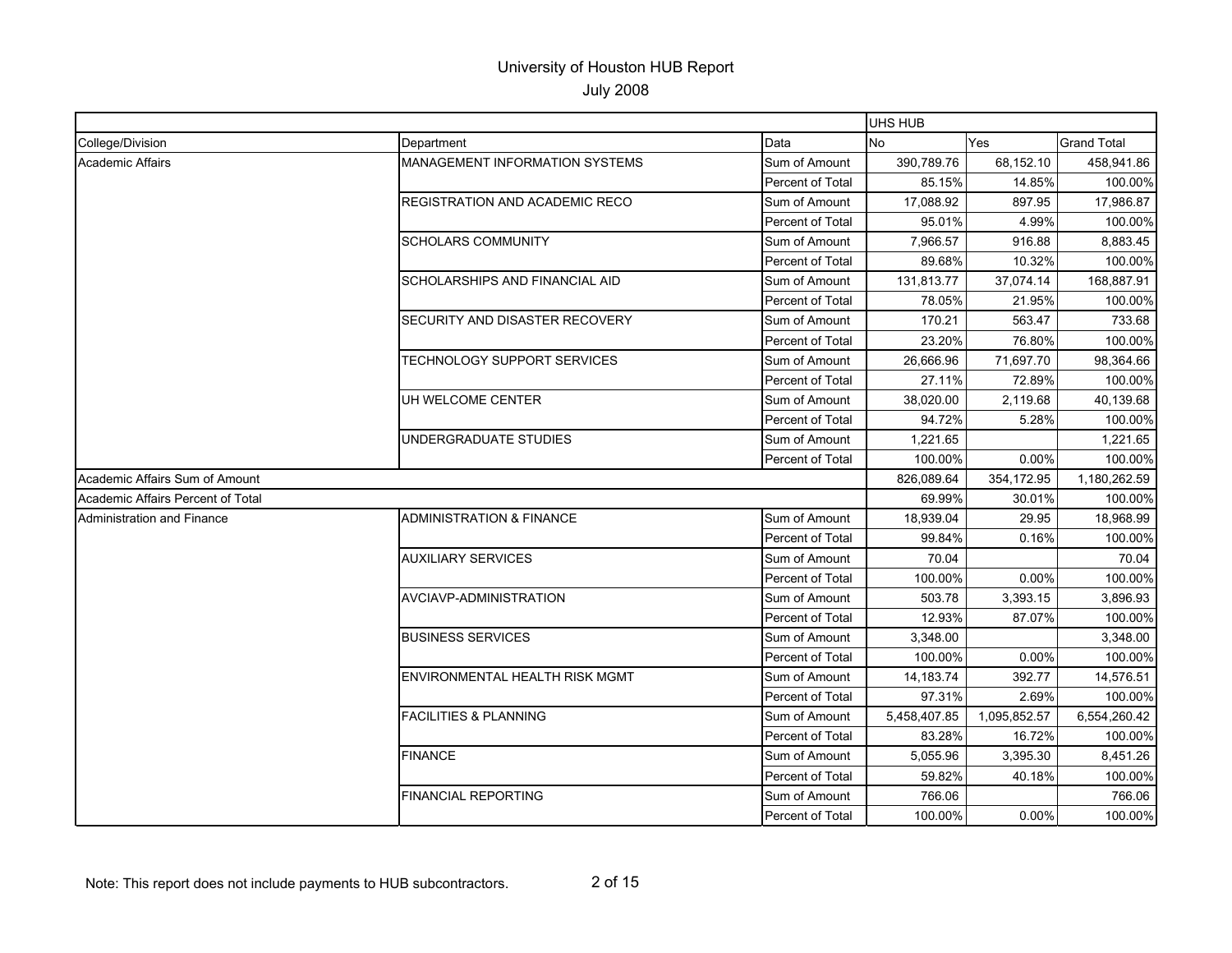# University of Houston HUB Report

July 2008

| | | | UHS HUB | | |
|---|---|---|---|---|---|
| College/Division | Department | Data | No | Yes | Grand Total |
| Academic Affairs | MANAGEMENT INFORMATION SYSTEMS | Sum of Amount | 390,789.76 | 68,152.10 | 458,941.86 |
| | | Percent of Total | 85.15% | 14.85% | 100.00% |
| | REGISTRATION AND ACADEMIC RECO | Sum of Amount | 17,088.92 | 897.95 | 17,986.87 |
| | | Percent of Total | 95.01% | 4.99% | 100.00% |
| | SCHOLARS COMMUNITY | Sum of Amount | 7,966.57 | 916.88 | 8,883.45 |
| | | Percent of Total | 89.68% | 10.32% | 100.00% |
| | SCHOLARSHIPS AND FINANCIAL AID | Sum of Amount | 131,813.77 | 37,074.14 | 168,887.91 |
| | | Percent of Total | 78.05% | 21.95% | 100.00% |
| | SECURITY AND DISASTER RECOVERY | Sum of Amount | 170.21 | 563.47 | 733.68 |
| | | Percent of Total | 23.20% | 76.80% | 100.00% |
| | TECHNOLOGY SUPPORT SERVICES | Sum of Amount | 26,666.96 | 71,697.70 | 98,364.66 |
| | | Percent of Total | 27.11% | 72.89% | 100.00% |
| | UH WELCOME CENTER | Sum of Amount | 38,020.00 | 2,119.68 | 40,139.68 |
| | | Percent of Total | 94.72% | 5.28% | 100.00% |
| | UNDERGRADUATE STUDIES | Sum of Amount | 1,221.65 | | 1,221.65 |
| | | Percent of Total | 100.00% | 0.00% | 100.00% |
| Academic Affairs Sum of Amount | | | 826,089.64 | 354,172.95 | 1,180,262.59 |
| Academic Affairs Percent of Total | | | 69.99% | 30.01% | 100.00% |
| Administration and Finance | ADMINISTRATION & FINANCE | Sum of Amount | 18,939.04 | 29.95 | 18,968.99 |
| | | Percent of Total | 99.84% | 0.16% | 100.00% |
| | AUXILIARY SERVICES | Sum of Amount | 70.04 | | 70.04 |
| | | Percent of Total | 100.00% | 0.00% | 100.00% |
| | AVCIAVP-ADMINISTRATION | Sum of Amount | 503.78 | 3,393.15 | 3,896.93 |
| | | Percent of Total | 12.93% | 87.07% | 100.00% |
| | BUSINESS SERVICES | Sum of Amount | 3,348.00 | | 3,348.00 |
| | | Percent of Total | 100.00% | 0.00% | 100.00% |
| | ENVIRONMENTAL HEALTH RISK MGMT | Sum of Amount | 14,183.74 | 392.77 | 14,576.51 |
| | | Percent of Total | 97.31% | 2.69% | 100.00% |
| | FACILITIES & PLANNING | Sum of Amount | 5,458,407.85 | 1,095,852.57 | 6,554,260.42 |
| | | Percent of Total | 83.28% | 16.72% | 100.00% |
| | FINANCE | Sum of Amount | 5,055.96 | 3,395.30 | 8,451.26 |
| | | Percent of Total | 59.82% | 40.18% | 100.00% |
| | FINANCIAL REPORTING | Sum of Amount | 766.06 | | 766.06 |
| | | Percent of Total | 100.00% | 0.00% | 100.00% |

Note: This report does not include payments to HUB subcontractors.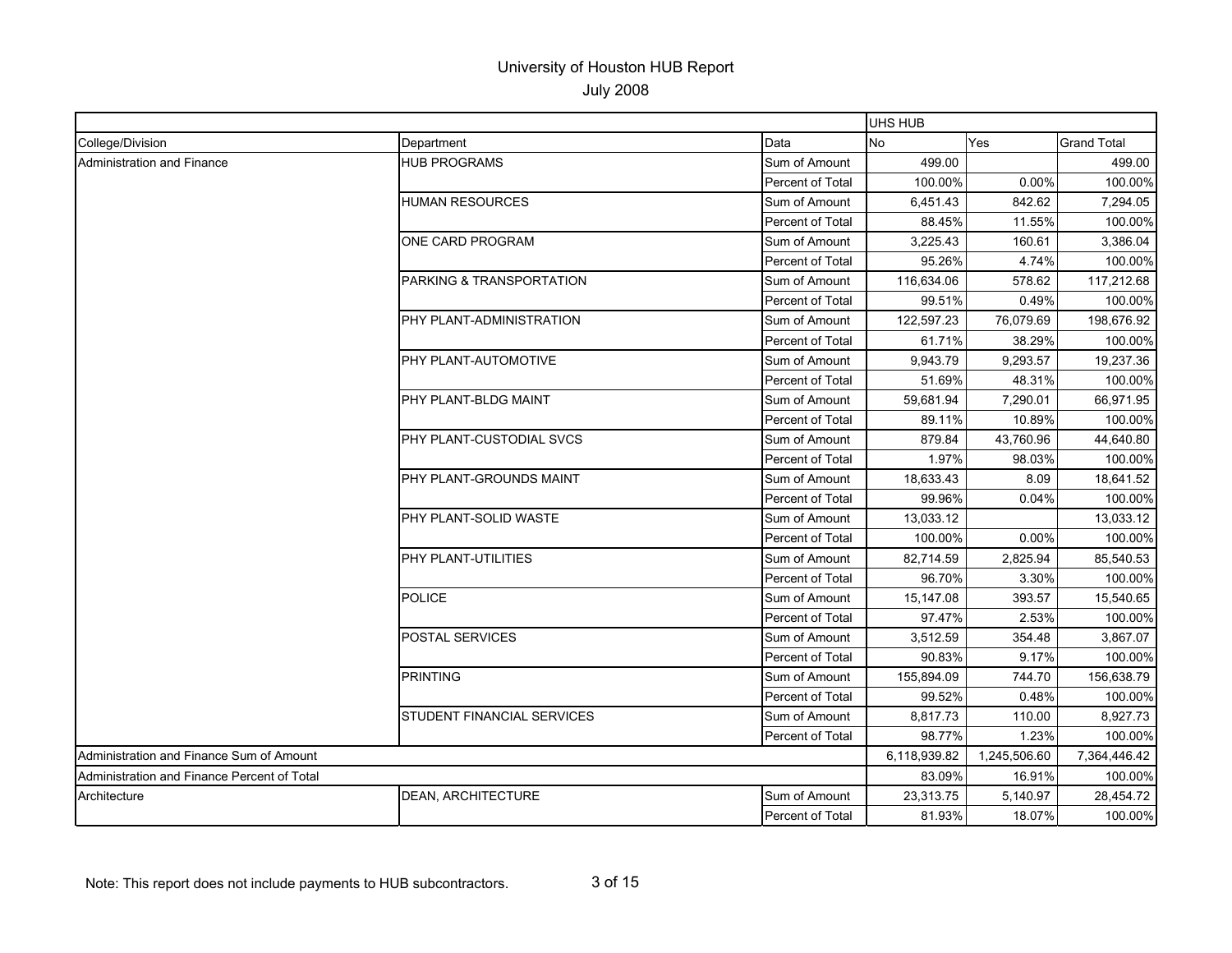# University of Houston HUB Report

July 2008

| | | | UHS HUB | | |
|---|---|---|---|---|---|
| College/Division | Department | Data | No | Yes | Grand Total |
| Administration and Finance | HUB PROGRAMS | Sum of Amount | 499.00 | | 499.00 |
| | | Percent of Total | 100.00% | 0.00% | 100.00% |
| | HUMAN RESOURCES | Sum of Amount | 6,451.43 | 842.62 | 7,294.05 |
| | | Percent of Total | 88.45% | 11.55% | 100.00% |
| | ONE CARD PROGRAM | Sum of Amount | 3,225.43 | 160.61 | 3,386.04 |
| | | Percent of Total | 95.26% | 4.74% | 100.00% |
| | PARKING & TRANSPORTATION | Sum of Amount | 116,634.06 | 578.62 | 117,212.68 |
| | | Percent of Total | 99.51% | 0.49% | 100.00% |
| | PHY PLANT-ADMINISTRATION | Sum of Amount | 122,597.23 | 76,079.69 | 198,676.92 |
| | | Percent of Total | 61.71% | 38.29% | 100.00% |
| | PHY PLANT-AUTOMOTIVE | Sum of Amount | 9,943.79 | 9,293.57 | 19,237.36 |
| | | Percent of Total | 51.69% | 48.31% | 100.00% |
| | PHY PLANT-BLDG MAINT | Sum of Amount | 59,681.94 | 7,290.01 | 66,971.95 |
| | | Percent of Total | 89.11% | 10.89% | 100.00% |
| | PHY PLANT-CUSTODIAL SVCS | Sum of Amount | 879.84 | 43,760.96 | 44,640.80 |
| | | Percent of Total | 1.97% | 98.03% | 100.00% |
| | PHY PLANT-GROUNDS MAINT | Sum of Amount | 18,633.43 | 8.09 | 18,641.52 |
| | | Percent of Total | 99.96% | 0.04% | 100.00% |
| | PHY PLANT-SOLID WASTE | Sum of Amount | 13,033.12 | | 13,033.12 |
| | | Percent of Total | 100.00% | 0.00% | 100.00% |
| | PHY PLANT-UTILITIES | Sum of Amount | 82,714.59 | 2,825.94 | 85,540.53 |
| | | Percent of Total | 96.70% | 3.30% | 100.00% |
| | POLICE | Sum of Amount | 15,147.08 | 393.57 | 15,540.65 |
| | | Percent of Total | 97.47% | 2.53% | 100.00% |
| | POSTAL SERVICES | Sum of Amount | 3,512.59 | 354.48 | 3,867.07 |
| | | Percent of Total | 90.83% | 9.17% | 100.00% |
| | PRINTING | Sum of Amount | 155,894.09 | 744.70 | 156,638.79 |
| | | Percent of Total | 99.52% | 0.48% | 100.00% |
| | STUDENT FINANCIAL SERVICES | Sum of Amount | 8,817.73 | 110.00 | 8,927.73 |
| | | Percent of Total | 98.77% | 1.23% | 100.00% |
| Administration and Finance Sum of Amount | | | 6,118,939.82 | 1,245,506.60 | 7,364,446.42 |
| Administration and Finance Percent of Total | | | 83.09% | 16.91% | 100.00% |
| Architecture | DEAN, ARCHITECTURE | Sum of Amount | 23,313.75 | 5,140.97 | 28,454.72 |
| | | Percent of Total | 81.93% | 18.07% | 100.00% |

Note: This report does not include payments to HUB subcontractors.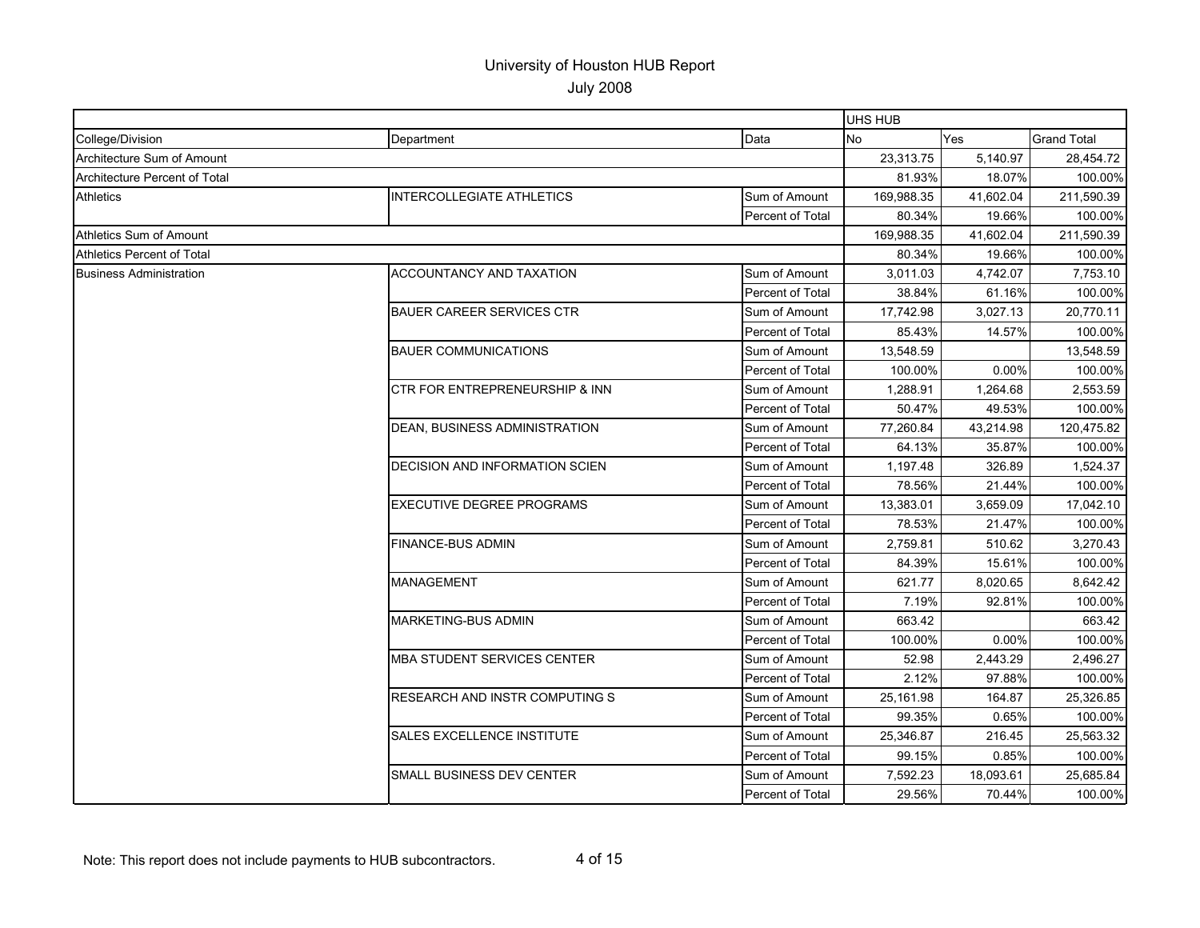# University of Houston HUB Report

## July 2008

| | | | UHS HUB | | |
|---|---|---|---|---|---|
| College/Division | Department | Data | No | Yes | Grand Total |
| Architecture Sum of Amount | | | 23,313.75 | 5,140.97 | 28,454.72 |
| Architecture Percent of Total | | | 81.93% | 18.07% | 100.00% |
| Athletics | INTERCOLLEGIATE ATHLETICS | Sum of Amount | 169,988.35 | 41,602.04 | 211,590.39 |
| | | Percent of Total | 80.34% | 19.66% | 100.00% |
| Athletics Sum of Amount | | | 169,988.35 | 41,602.04 | 211,590.39 |
| Athletics Percent of Total | | | 80.34% | 19.66% | 100.00% |
| Business Administration | ACCOUNTANCY AND TAXATION | Sum of Amount | 3,011.03 | 4,742.07 | 7,753.10 |
| | | Percent of Total | 38.84% | 61.16% | 100.00% |
| | BAUER CAREER SERVICES CTR | Sum of Amount | 17,742.98 | 3,027.13 | 20,770.11 |
| | | Percent of Total | 85.43% | 14.57% | 100.00% |
| | BAUER COMMUNICATIONS | Sum of Amount | 13,548.59 | | 13,548.59 |
| | | Percent of Total | 100.00% | 0.00% | 100.00% |
| | CTR FOR ENTREPRENEURSHIP & INN | Sum of Amount | 1,288.91 | 1,264.68 | 2,553.59 |
| | | Percent of Total | 50.47% | 49.53% | 100.00% |
| | DEAN, BUSINESS ADMINISTRATION | Sum of Amount | 77,260.84 | 43,214.98 | 120,475.82 |
| | | Percent of Total | 64.13% | 35.87% | 100.00% |
| | DECISION AND INFORMATION SCIEN | Sum of Amount | 1,197.48 | 326.89 | 1,524.37 |
| | | Percent of Total | 78.56% | 21.44% | 100.00% |
| | EXECUTIVE DEGREE PROGRAMS | Sum of Amount | 13,383.01 | 3,659.09 | 17,042.10 |
| | | Percent of Total | 78.53% | 21.47% | 100.00% |
| | FINANCE-BUS ADMIN | Sum of Amount | 2,759.81 | 510.62 | 3,270.43 |
| | | Percent of Total | 84.39% | 15.61% | 100.00% |
| | MANAGEMENT | Sum of Amount | 621.77 | 8,020.65 | 8,642.42 |
| | | Percent of Total | 7.19% | 92.81% | 100.00% |
| | MARKETING-BUS ADMIN | Sum of Amount | 663.42 | | 663.42 |
| | | Percent of Total | 100.00% | 0.00% | 100.00% |
| | MBA STUDENT SERVICES CENTER | Sum of Amount | 52.98 | 2,443.29 | 2,496.27 |
| | | Percent of Total | 2.12% | 97.88% | 100.00% |
| | RESEARCH AND INSTR COMPUTING S | Sum of Amount | 25,161.98 | 164.87 | 25,326.85 |
| | | Percent of Total | 99.35% | 0.65% | 100.00% |
| | SALES EXCELLENCE INSTITUTE | Sum of Amount | 25,346.87 | 216.45 | 25,563.32 |
| | | Percent of Total | 99.15% | 0.85% | 100.00% |
| | SMALL BUSINESS DEV CENTER | Sum of Amount | 7,592.23 | 18,093.61 | 25,685.84 |
| | | Percent of Total | 29.56% | 70.44% | 100.00% |

Note: This report does not include payments to HUB subcontractors.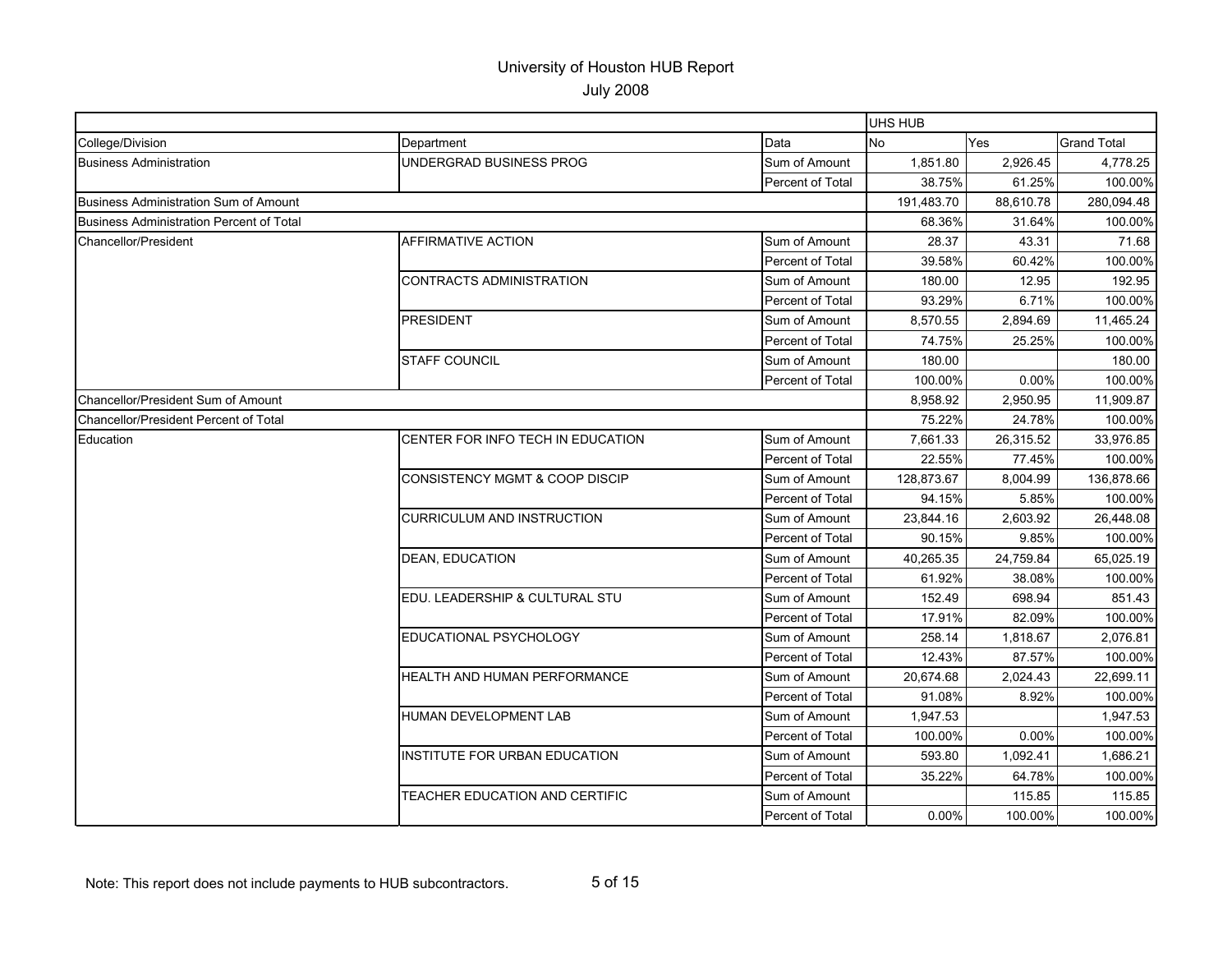# University of Houston HUB Report

## July 2008

| | | | UHS HUB | | |
|---|---|---|---|---|---|
| College/Division | Department | Data | No | Yes | Grand Total |
| Business Administration | UNDERGRAD BUSINESS PROG | Sum of Amount | 1,851.80 | 2,926.45 | 4,778.25 |
| | | Percent of Total | 38.75% | 61.25% | 100.00% |
| Business Administration Sum of Amount | | | 191,483.70 | 88,610.78 | 280,094.48 |
| Business Administration Percent of Total | | | 68.36% | 31.64% | 100.00% |
| Chancellor/President | AFFIRMATIVE ACTION | Sum of Amount | 28.37 | 43.31 | 71.68 |
| | | Percent of Total | 39.58% | 60.42% | 100.00% |
| | CONTRACTS ADMINISTRATION | Sum of Amount | 180.00 | 12.95 | 192.95 |
| | | Percent of Total | 93.29% | 6.71% | 100.00% |
| | PRESIDENT | Sum of Amount | 8,570.55 | 2,894.69 | 11,465.24 |
| | | Percent of Total | 74.75% | 25.25% | 100.00% |
| | STAFF COUNCIL | Sum of Amount | 180.00 | | 180.00 |
| | | Percent of Total | 100.00% | 0.00% | 100.00% |
| Chancellor/President Sum of Amount | | | 8,958.92 | 2,950.95 | 11,909.87 |
| Chancellor/President Percent of Total | | | 75.22% | 24.78% | 100.00% |
| Education | CENTER FOR INFO TECH IN EDUCATION | Sum of Amount | 7,661.33 | 26,315.52 | 33,976.85 |
| | | Percent of Total | 22.55% | 77.45% | 100.00% |
| | CONSISTENCY MGMT & COOP DISCIP | Sum of Amount | 128,873.67 | 8,004.99 | 136,878.66 |
| | | Percent of Total | 94.15% | 5.85% | 100.00% |
| | CURRICULUM AND INSTRUCTION | Sum of Amount | 23,844.16 | 2,603.92 | 26,448.08 |
| | | Percent of Total | 90.15% | 9.85% | 100.00% |
| | DEAN, EDUCATION | Sum of Amount | 40,265.35 | 24,759.84 | 65,025.19 |
| | | Percent of Total | 61.92% | 38.08% | 100.00% |
| | EDU. LEADERSHIP & CULTURAL STU | Sum of Amount | 152.49 | 698.94 | 851.43 |
| | | Percent of Total | 17.91% | 82.09% | 100.00% |
| | EDUCATIONAL PSYCHOLOGY | Sum of Amount | 258.14 | 1,818.67 | 2,076.81 |
| | | Percent of Total | 12.43% | 87.57% | 100.00% |
| | HEALTH AND HUMAN PERFORMANCE | Sum of Amount | 20,674.68 | 2,024.43 | 22,699.11 |
| | | Percent of Total | 91.08% | 8.92% | 100.00% |
| | HUMAN DEVELOPMENT LAB | Sum of Amount | 1,947.53 | | 1,947.53 |
| | | Percent of Total | 100.00% | 0.00% | 100.00% |
| | INSTITUTE FOR URBAN EDUCATION | Sum of Amount | 593.80 | 1,092.41 | 1,686.21 |
| | | Percent of Total | 35.22% | 64.78% | 100.00% |
| | TEACHER EDUCATION AND CERTIFIC | Sum of Amount | | 115.85 | 115.85 |
| | | Percent of Total | 0.00% | 100.00% | 100.00% |

Note: This report does not include payments to HUB subcontractors.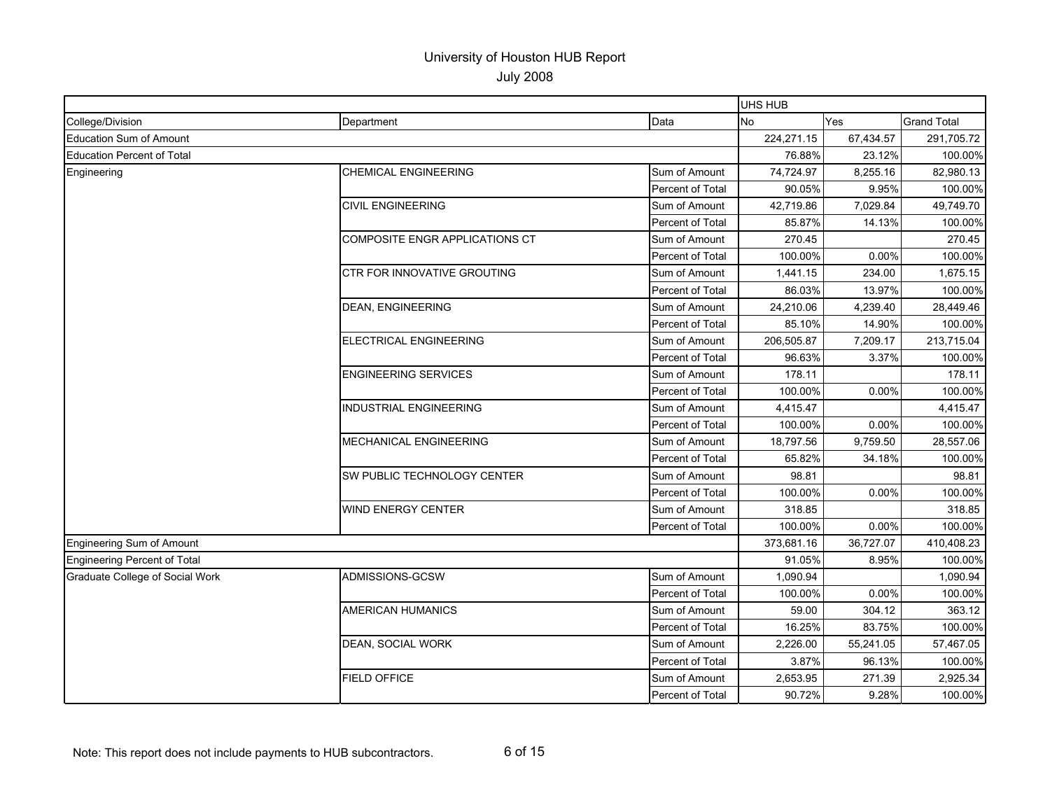# University of Houston HUB Report

## July 2008

| | | | UHS HUB | | |
|---|---|---|---|---|---|
| College/Division | Department | Data | No | Yes | Grand Total |
| Education Sum of Amount | | | 224,271.15 | 67,434.57 | 291,705.72 |
| Education Percent of Total | | | 76.88% | 23.12% | 100.00% |
| Engineering | CHEMICAL ENGINEERING | Sum of Amount | 74,724.97 | 8,255.16 | 82,980.13 |
| | | Percent of Total | 90.05% | 9.95% | 100.00% |
| | CIVIL ENGINEERING | Sum of Amount | 42,719.86 | 7,029.84 | 49,749.70 |
| | | Percent of Total | 85.87% | 14.13% | 100.00% |
| | COMPOSITE ENGR APPLICATIONS CT | Sum of Amount | 270.45 | | 270.45 |
| | | Percent of Total | 100.00% | 0.00% | 100.00% |
| | CTR FOR INNOVATIVE GROUTING | Sum of Amount | 1,441.15 | 234.00 | 1,675.15 |
| | | Percent of Total | 86.03% | 13.97% | 100.00% |
| | DEAN, ENGINEERING | Sum of Amount | 24,210.06 | 4,239.40 | 28,449.46 |
| | | Percent of Total | 85.10% | 14.90% | 100.00% |
| | ELECTRICAL ENGINEERING | Sum of Amount | 206,505.87 | 7,209.17 | 213,715.04 |
| | | Percent of Total | 96.63% | 3.37% | 100.00% |
| | ENGINEERING SERVICES | Sum of Amount | 178.11 | | 178.11 |
| | | Percent of Total | 100.00% | 0.00% | 100.00% |
| | INDUSTRIAL ENGINEERING | Sum of Amount | 4,415.47 | | 4,415.47 |
| | | Percent of Total | 100.00% | 0.00% | 100.00% |
| | MECHANICAL ENGINEERING | Sum of Amount | 18,797.56 | 9,759.50 | 28,557.06 |
| | | Percent of Total | 65.82% | 34.18% | 100.00% |
| | SW PUBLIC TECHNOLOGY CENTER | Sum of Amount | 98.81 | | 98.81 |
| | | Percent of Total | 100.00% | 0.00% | 100.00% |
| | WIND ENERGY CENTER | Sum of Amount | 318.85 | | 318.85 |
| | | Percent of Total | 100.00% | 0.00% | 100.00% |
| Engineering Sum of Amount | | | 373,681.16 | 36,727.07 | 410,408.23 |
| Engineering Percent of Total | | | 91.05% | 8.95% | 100.00% |
| Graduate College of Social Work | ADMISSIONS-GCSW | Sum of Amount | 1,090.94 | | 1,090.94 |
| | | Percent of Total | 100.00% | 0.00% | 100.00% |
| | AMERICAN HUMANICS | Sum of Amount | 59.00 | 304.12 | 363.12 |
| | | Percent of Total | 16.25% | 83.75% | 100.00% |
| | DEAN, SOCIAL WORK | Sum of Amount | 2,226.00 | 55,241.05 | 57,467.05 |
| | | Percent of Total | 3.87% | 96.13% | 100.00% |
| | FIELD OFFICE | Sum of Amount | 2,653.95 | 271.39 | 2,925.34 |
| | | Percent of Total | 90.72% | 9.28% | 100.00% |

Note: This report does not include payments to HUB subcontractors.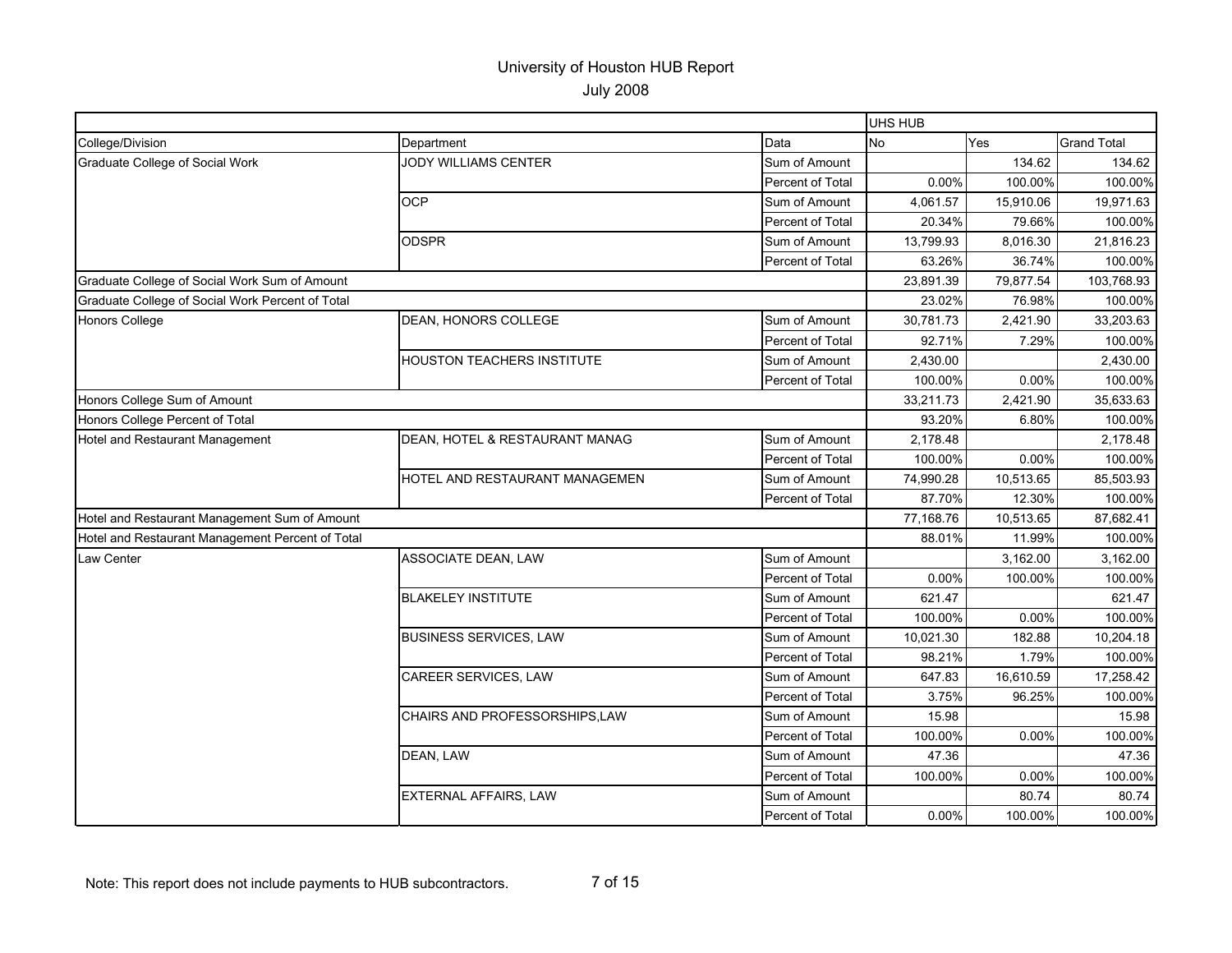# University of Houston HUB Report

July 2008

| | | | UHS HUB | | |
|---|---|---|---|---|---|
| College/Division | Department | Data | No | Yes | Grand Total |
| Graduate College of Social Work | JODY WILLIAMS CENTER | Sum of Amount | | 134.62 | 134.62 |
| | | Percent of Total | 0.00% | 100.00% | 100.00% |
| | OCP | Sum of Amount | 4,061.57 | 15,910.06 | 19,971.63 |
| | | Percent of Total | 20.34% | 79.66% | 100.00% |
| | ODSPR | Sum of Amount | 13,799.93 | 8,016.30 | 21,816.23 |
| | | Percent of Total | 63.26% | 36.74% | 100.00% |
| Graduate College of Social Work Sum of Amount | | | 23,891.39 | 79,877.54 | 103,768.93 |
| Graduate College of Social Work Percent of Total | | | 23.02% | 76.98% | 100.00% |
| Honors College | DEAN, HONORS COLLEGE | Sum of Amount | 30,781.73 | 2,421.90 | 33,203.63 |
| | | Percent of Total | 92.71% | 7.29% | 100.00% |
| | HOUSTON TEACHERS INSTITUTE | Sum of Amount | 2,430.00 | | 2,430.00 |
| | | Percent of Total | 100.00% | 0.00% | 100.00% |
| Honors College Sum of Amount | | | 33,211.73 | 2,421.90 | 35,633.63 |
| Honors College Percent of Total | | | 93.20% | 6.80% | 100.00% |
| Hotel and Restaurant Management | DEAN, HOTEL & RESTAURANT MANAG | Sum of Amount | 2,178.48 | | 2,178.48 |
| | | Percent of Total | 100.00% | 0.00% | 100.00% |
| | HOTEL AND RESTAURANT MANAGEMEN | Sum of Amount | 74,990.28 | 10,513.65 | 85,503.93 |
| | | Percent of Total | 87.70% | 12.30% | 100.00% |
| Hotel and Restaurant Management Sum of Amount | | | 77,168.76 | 10,513.65 | 87,682.41 |
| Hotel and Restaurant Management Percent of Total | | | 88.01% | 11.99% | 100.00% |
| Law Center | ASSOCIATE DEAN, LAW | Sum of Amount | | 3,162.00 | 3,162.00 |
| | | Percent of Total | 0.00% | 100.00% | 100.00% |
| | BLAKELEY INSTITUTE | Sum of Amount | 621.47 | | 621.47 |
| | | Percent of Total | 100.00% | 0.00% | 100.00% |
| | BUSINESS SERVICES, LAW | Sum of Amount | 10,021.30 | 182.88 | 10,204.18 |
| | | Percent of Total | 98.21% | 1.79% | 100.00% |
| | CAREER SERVICES, LAW | Sum of Amount | 647.83 | 16,610.59 | 17,258.42 |
| | | Percent of Total | 3.75% | 96.25% | 100.00% |
| | CHAIRS AND PROFESSORSHIPS,LAW | Sum of Amount | 15.98 | | 15.98 |
| | | Percent of Total | 100.00% | 0.00% | 100.00% |
| | DEAN, LAW | Sum of Amount | 47.36 | | 47.36 |
| | | Percent of Total | 100.00% | 0.00% | 100.00% |
| | EXTERNAL AFFAIRS, LAW | Sum of Amount | | 80.74 | 80.74 |
| | | Percent of Total | 0.00% | 100.00% | 100.00% |

Note: This report does not include payments to HUB subcontractors.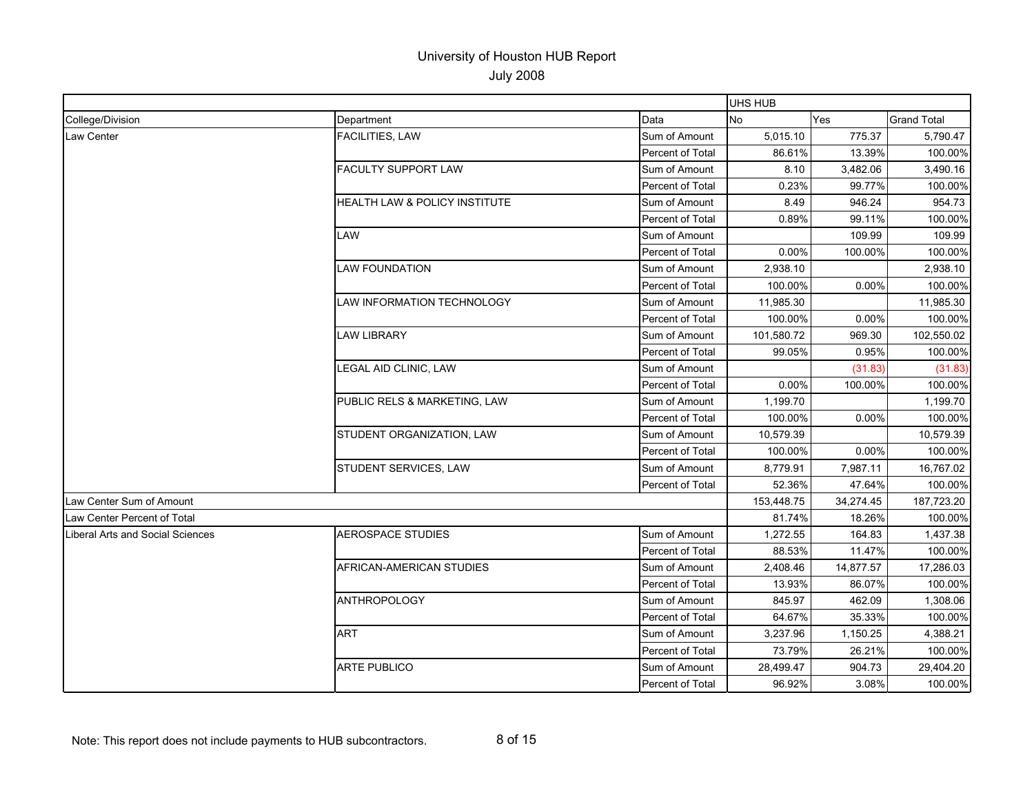# University of Houston HUB Report

July 2008

| | | | UHS HUB | | |
|---|---|---|---|---|---|
| College/Division | Department | Data | No | Yes | Grand Total |
| Law Center | FACILITIES, LAW | Sum of Amount | 5,015.10 | 775.37 | 5,790.47 |
| | | Percent of Total | 86.61% | 13.39% | 100.00% |
| | FACULTY SUPPORT LAW | Sum of Amount | 8.10 | 3,482.06 | 3,490.16 |
| | | Percent of Total | 0.23% | 99.77% | 100.00% |
| | HEALTH LAW & POLICY INSTITUTE | Sum of Amount | 8.49 | 946.24 | 954.73 |
| | | Percent of Total | 0.89% | 99.11% | 100.00% |
| | LAW | Sum of Amount | | 109.99 | 109.99 |
| | | Percent of Total | 0.00% | 100.00% | 100.00% |
| | LAW FOUNDATION | Sum of Amount | 2,938.10 | | 2,938.10 |
| | | Percent of Total | 100.00% | 0.00% | 100.00% |
| | LAW INFORMATION TECHNOLOGY | Sum of Amount | 11,985.30 | | 11,985.30 |
| | | Percent of Total | 100.00% | 0.00% | 100.00% |
| | LAW LIBRARY | Sum of Amount | 101,580.72 | 969.30 | 102,550.02 |
| | | Percent of Total | 99.05% | 0.95% | 100.00% |
| | LEGAL AID CLINIC, LAW | Sum of Amount | | (31.83) | (31.83) |
| | | Percent of Total | 0.00% | 100.00% | 100.00% |
| | PUBLIC RELS & MARKETING, LAW | Sum of Amount | 1,199.70 | | 1,199.70 |
| | | Percent of Total | 100.00% | 0.00% | 100.00% |
| | STUDENT ORGANIZATION, LAW | Sum of Amount | 10,579.39 | | 10,579.39 |
| | | Percent of Total | 100.00% | 0.00% | 100.00% |
| | STUDENT SERVICES, LAW | Sum of Amount | 8,779.91 | 7,987.11 | 16,767.02 |
| | | Percent of Total | 52.36% | 47.64% | 100.00% |
| Law Center Sum of Amount | | | 153,448.75 | 34,274.45 | 187,723.20 |
| Law Center Percent of Total | | | 81.74% | 18.26% | 100.00% |
| Liberal Arts and Social Sciences | AEROSPACE STUDIES | Sum of Amount | 1,272.55 | 164.83 | 1,437.38 |
| | | Percent of Total | 88.53% | 11.47% | 100.00% |
| | AFRICAN-AMERICAN STUDIES | Sum of Amount | 2,408.46 | 14,877.57 | 17,286.03 |
| | | Percent of Total | 13.93% | 86.07% | 100.00% |
| | ANTHROPOLOGY | Sum of Amount | 845.97 | 462.09 | 1,308.06 |
| | | Percent of Total | 64.67% | 35.33% | 100.00% |
| | ART | Sum of Amount | 3,237.96 | 1,150.25 | 4,388.21 |
| | | Percent of Total | 73.79% | 26.21% | 100.00% |
| | ARTE PUBLICO | Sum of Amount | 28,499.47 | 904.73 | 29,404.20 |
| | | Percent of Total | 96.92% | 3.08% | 100.00% |

Note: This report does not include payments to HUB subcontractors.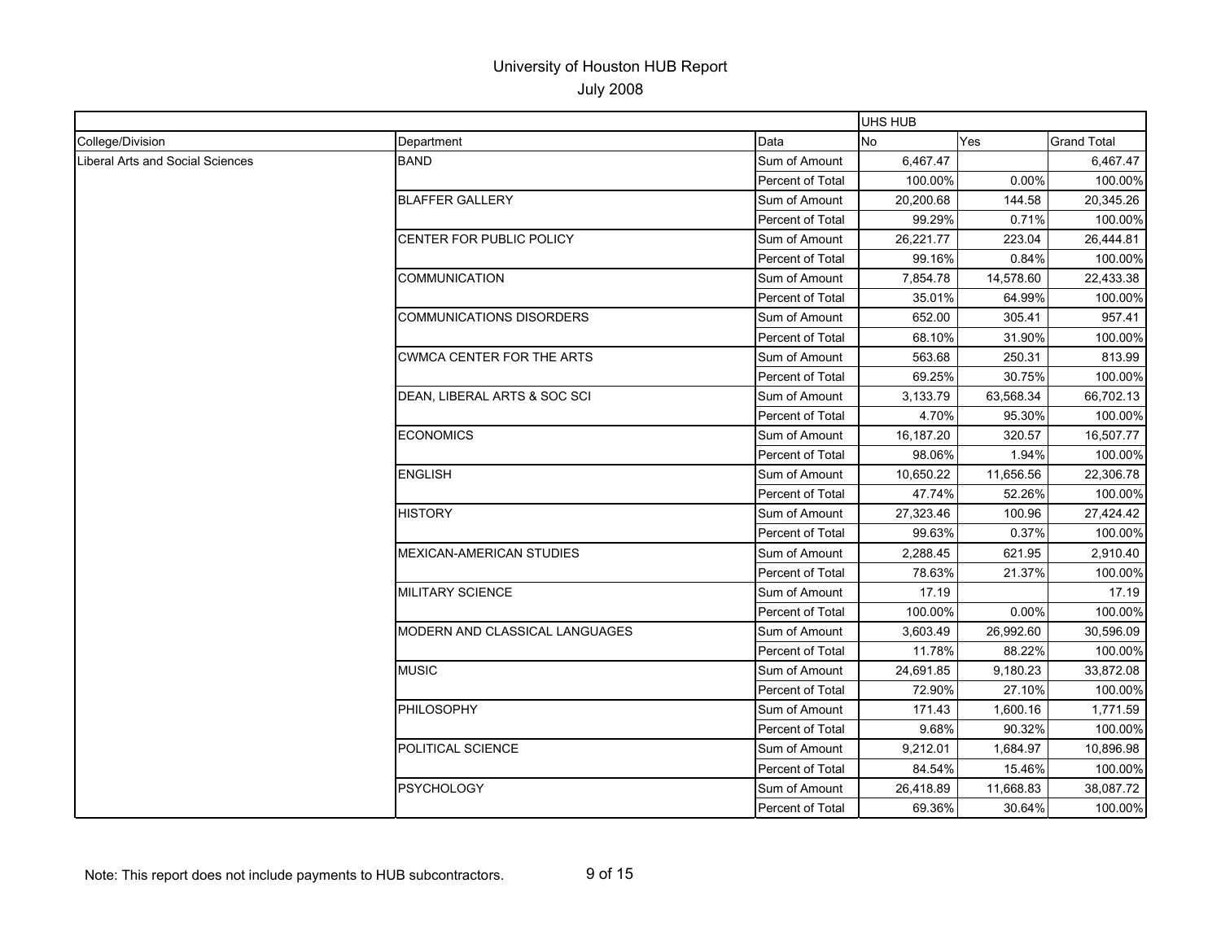# University of Houston HUB Report

July 2008

| | | | UHS HUB | | |
|---|---|---|---|---|---|
| College/Division | Department | Data | No | Yes | Grand Total |
| Liberal Arts and Social Sciences | BAND | Sum of Amount | 6,467.47 | | 6,467.47 |
| | | Percent of Total | 100.00% | 0.00% | 100.00% |
| | BLAFFER GALLERY | Sum of Amount | 20,200.68 | 144.58 | 20,345.26 |
| | | Percent of Total | 99.29% | 0.71% | 100.00% |
| | CENTER FOR PUBLIC POLICY | Sum of Amount | 26,221.77 | 223.04 | 26,444.81 |
| | | Percent of Total | 99.16% | 0.84% | 100.00% |
| | COMMUNICATION | Sum of Amount | 7,854.78 | 14,578.60 | 22,433.38 |
| | | Percent of Total | 35.01% | 64.99% | 100.00% |
| | COMMUNICATIONS DISORDERS | Sum of Amount | 652.00 | 305.41 | 957.41 |
| | | Percent of Total | 68.10% | 31.90% | 100.00% |
| | CWMCA CENTER FOR THE ARTS | Sum of Amount | 563.68 | 250.31 | 813.99 |
| | | Percent of Total | 69.25% | 30.75% | 100.00% |
| | DEAN, LIBERAL ARTS & SOC SCI | Sum of Amount | 3,133.79 | 63,568.34 | 66,702.13 |
| | | Percent of Total | 4.70% | 95.30% | 100.00% |
| | ECONOMICS | Sum of Amount | 16,187.20 | 320.57 | 16,507.77 |
| | | Percent of Total | 98.06% | 1.94% | 100.00% |
| | ENGLISH | Sum of Amount | 10,650.22 | 11,656.56 | 22,306.78 |
| | | Percent of Total | 47.74% | 52.26% | 100.00% |
| | HISTORY | Sum of Amount | 27,323.46 | 100.96 | 27,424.42 |
| | | Percent of Total | 99.63% | 0.37% | 100.00% |
| | MEXICAN-AMERICAN STUDIES | Sum of Amount | 2,288.45 | 621.95 | 2,910.40 |
| | | Percent of Total | 78.63% | 21.37% | 100.00% |
| | MILITARY SCIENCE | Sum of Amount | 17.19 | | 17.19 |
| | | Percent of Total | 100.00% | 0.00% | 100.00% |
| | MODERN AND CLASSICAL LANGUAGES | Sum of Amount | 3,603.49 | 26,992.60 | 30,596.09 |
| | | Percent of Total | 11.78% | 88.22% | 100.00% |
| | MUSIC | Sum of Amount | 24,691.85 | 9,180.23 | 33,872.08 |
| | | Percent of Total | 72.90% | 27.10% | 100.00% |
| | PHILOSOPHY | Sum of Amount | 171.43 | 1,600.16 | 1,771.59 |
| | | Percent of Total | 9.68% | 90.32% | 100.00% |
| | POLITICAL SCIENCE | Sum of Amount | 9,212.01 | 1,684.97 | 10,896.98 |
| | | Percent of Total | 84.54% | 15.46% | 100.00% |
| | PSYCHOLOGY | Sum of Amount | 26,418.89 | 11,668.83 | 38,087.72 |
| | | Percent of Total | 69.36% | 30.64% | 100.00% |

Note: This report does not include payments to HUB subcontractors.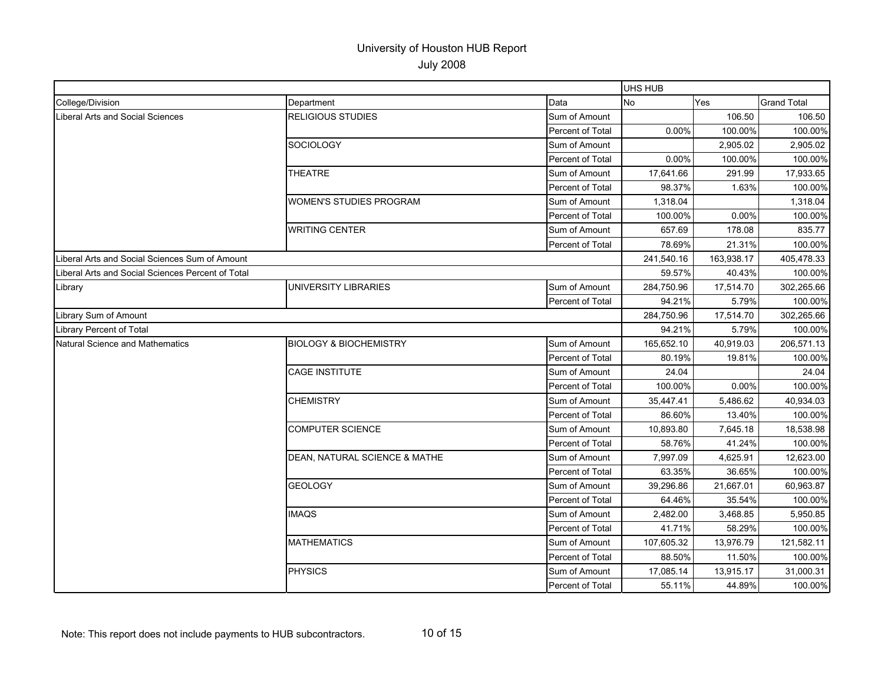# University of Houston HUB Report

July 2008

| | | | UHS HUB | | |
|---|---|---|---|---|---|
| College/Division | Department | Data | No | Yes | Grand Total |
| Liberal Arts and Social Sciences | RELIGIOUS STUDIES | Sum of Amount | | 106.50 | 106.50 |
| | | Percent of Total | 0.00% | 100.00% | 100.00% |
| | SOCIOLOGY | Sum of Amount | | 2,905.02 | 2,905.02 |
| | | Percent of Total | 0.00% | 100.00% | 100.00% |
| | THEATRE | Sum of Amount | 17,641.66 | 291.99 | 17,933.65 |
| | | Percent of Total | 98.37% | 1.63% | 100.00% |
| | WOMEN'S STUDIES PROGRAM | Sum of Amount | 1,318.04 | | 1,318.04 |
| | | Percent of Total | 100.00% | 0.00% | 100.00% |
| | WRITING CENTER | Sum of Amount | 657.69 | 178.08 | 835.77 |
| | | Percent of Total | 78.69% | 21.31% | 100.00% |
| Liberal Arts and Social Sciences Sum of Amount | | | 241,540.16 | 163,938.17 | 405,478.33 |
| Liberal Arts and Social Sciences Percent of Total | | | 59.57% | 40.43% | 100.00% |
| Library | UNIVERSITY LIBRARIES | Sum of Amount | 284,750.96 | 17,514.70 | 302,265.66 |
| | | Percent of Total | 94.21% | 5.79% | 100.00% |
| Library Sum of Amount | | | 284,750.96 | 17,514.70 | 302,265.66 |
| Library Percent of Total | | | 94.21% | 5.79% | 100.00% |
| Natural Science and Mathematics | BIOLOGY & BIOCHEMISTRY | Sum of Amount | 165,652.10 | 40,919.03 | 206,571.13 |
| | | Percent of Total | 80.19% | 19.81% | 100.00% |
| | CAGE INSTITUTE | Sum of Amount | 24.04 | | 24.04 |
| | | Percent of Total | 100.00% | 0.00% | 100.00% |
| | CHEMISTRY | Sum of Amount | 35,447.41 | 5,486.62 | 40,934.03 |
| | | Percent of Total | 86.60% | 13.40% | 100.00% |
| | COMPUTER SCIENCE | Sum of Amount | 10,893.80 | 7,645.18 | 18,538.98 |
| | | Percent of Total | 58.76% | 41.24% | 100.00% |
| | DEAN, NATURAL SCIENCE & MATHE | Sum of Amount | 7,997.09 | 4,625.91 | 12,623.00 |
| | | Percent of Total | 63.35% | 36.65% | 100.00% |
| | GEOLOGY | Sum of Amount | 39,296.86 | 21,667.01 | 60,963.87 |
| | | Percent of Total | 64.46% | 35.54% | 100.00% |
| | IMAQS | Sum of Amount | 2,482.00 | 3,468.85 | 5,950.85 |
| | | Percent of Total | 41.71% | 58.29% | 100.00% |
| | MATHEMATICS | Sum of Amount | 107,605.32 | 13,976.79 | 121,582.11 |
| | | Percent of Total | 88.50% | 11.50% | 100.00% |
| | PHYSICS | Sum of Amount | 17,085.14 | 13,915.17 | 31,000.31 |
| | | Percent of Total | 55.11% | 44.89% | 100.00% |

Note: This report does not include payments to HUB subcontractors.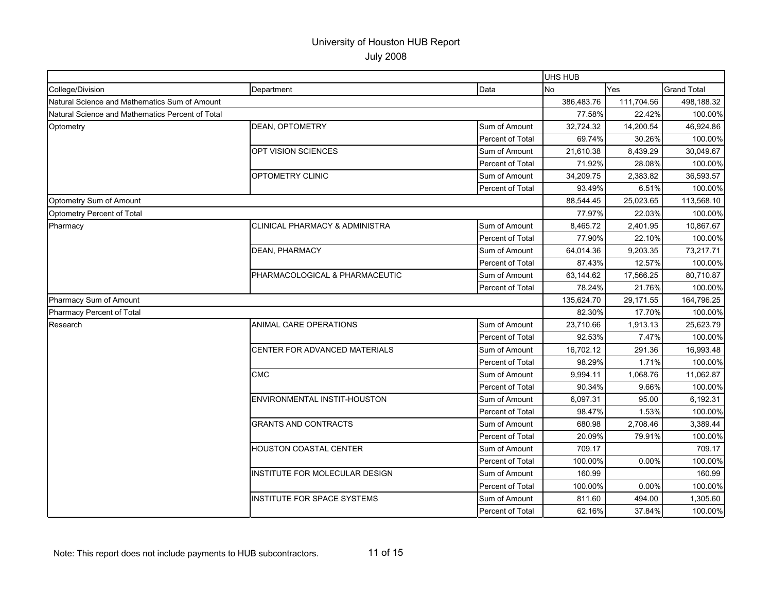# University of Houston HUB Report

## July 2008

| | | | UHS HUB | | |
|---|---|---|---|---|---|
| College/Division | Department | Data | No | Yes | Grand Total |
| Natural Science and Mathematics Sum of Amount | | | 386,483.76 | 111,704.56 | 498,188.32 |
| Natural Science and Mathematics Percent of Total | | | 77.58% | 22.42% | 100.00% |
| Optometry | DEAN, OPTOMETRY | Sum of Amount | 32,724.32 | 14,200.54 | 46,924.86 |
| | | Percent of Total | 69.74% | 30.26% | 100.00% |
| | OPT VISION SCIENCES | Sum of Amount | 21,610.38 | 8,439.29 | 30,049.67 |
| | | Percent of Total | 71.92% | 28.08% | 100.00% |
| | OPTOMETRY CLINIC | Sum of Amount | 34,209.75 | 2,383.82 | 36,593.57 |
| | | Percent of Total | 93.49% | 6.51% | 100.00% |
| Optometry Sum of Amount | | | 88,544.45 | 25,023.65 | 113,568.10 |
| Optometry Percent of Total | | | 77.97% | 22.03% | 100.00% |
| Pharmacy | CLINICAL PHARMACY & ADMINISTRA | Sum of Amount | 8,465.72 | 2,401.95 | 10,867.67 |
| | | Percent of Total | 77.90% | 22.10% | 100.00% |
| | DEAN, PHARMACY | Sum of Amount | 64,014.36 | 9,203.35 | 73,217.71 |
| | | Percent of Total | 87.43% | 12.57% | 100.00% |
| | PHARMACOLOGICAL & PHARMACEUTIC | Sum of Amount | 63,144.62 | 17,566.25 | 80,710.87 |
| | | Percent of Total | 78.24% | 21.76% | 100.00% |
| Pharmacy Sum of Amount | | | 135,624.70 | 29,171.55 | 164,796.25 |
| Pharmacy Percent of Total | | | 82.30% | 17.70% | 100.00% |
| Research | ANIMAL CARE OPERATIONS | Sum of Amount | 23,710.66 | 1,913.13 | 25,623.79 |
| | | Percent of Total | 92.53% | 7.47% | 100.00% |
| | CENTER FOR ADVANCED MATERIALS | Sum of Amount | 16,702.12 | 291.36 | 16,993.48 |
| | | Percent of Total | 98.29% | 1.71% | 100.00% |
| | CMC | Sum of Amount | 9,994.11 | 1,068.76 | 11,062.87 |
| | | Percent of Total | 90.34% | 9.66% | 100.00% |
| | ENVIRONMENTAL INSTIT-HOUSTON | Sum of Amount | 6,097.31 | 95.00 | 6,192.31 |
| | | Percent of Total | 98.47% | 1.53% | 100.00% |
| | GRANTS AND CONTRACTS | Sum of Amount | 680.98 | 2,708.46 | 3,389.44 |
| | | Percent of Total | 20.09% | 79.91% | 100.00% |
| | HOUSTON COASTAL CENTER | Sum of Amount | 709.17 | | 709.17 |
| | | Percent of Total | 100.00% | 0.00% | 100.00% |
| | INSTITUTE FOR MOLECULAR DESIGN | Sum of Amount | 160.99 | | 160.99 |
| | | Percent of Total | 100.00% | 0.00% | 100.00% |
| | INSTITUTE FOR SPACE SYSTEMS | Sum of Amount | 811.60 | 494.00 | 1,305.60 |
| | | Percent of Total | 62.16% | 37.84% | 100.00% |

Note: This report does not include payments to HUB subcontractors.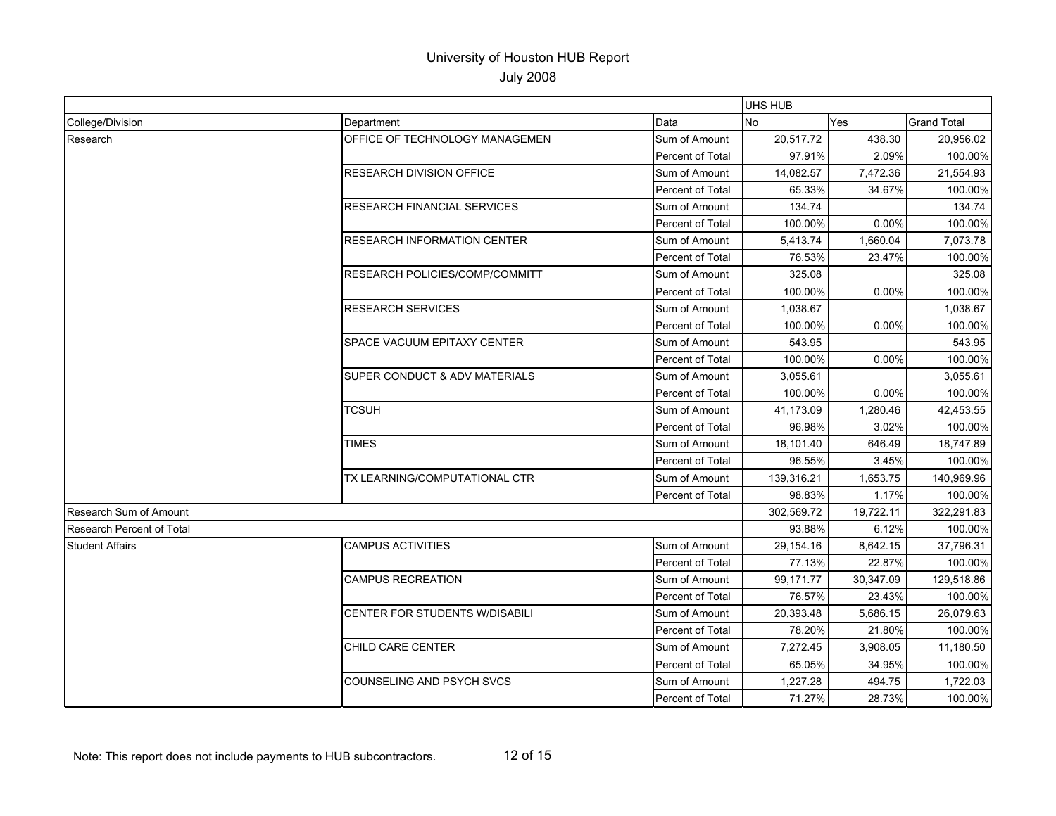# University of Houston HUB Report

## July 2008

| | | | UHS HUB | | |
|---|---|---|---|---|---|
| College/Division | Department | Data | No | Yes | Grand Total |
| Research | OFFICE OF TECHNOLOGY MANAGEMEN | Sum of Amount | 20,517.72 | 438.30 | 20,956.02 |
| | | Percent of Total | 97.91% | 2.09% | 100.00% |
| | RESEARCH DIVISION OFFICE | Sum of Amount | 14,082.57 | 7,472.36 | 21,554.93 |
| | | Percent of Total | 65.33% | 34.67% | 100.00% |
| | RESEARCH FINANCIAL SERVICES | Sum of Amount | 134.74 | | 134.74 |
| | | Percent of Total | 100.00% | 0.00% | 100.00% |
| | RESEARCH INFORMATION CENTER | Sum of Amount | 5,413.74 | 1,660.04 | 7,073.78 |
| | | Percent of Total | 76.53% | 23.47% | 100.00% |
| | RESEARCH POLICIES/COMP/COMMITT | Sum of Amount | 325.08 | | 325.08 |
| | | Percent of Total | 100.00% | 0.00% | 100.00% |
| | RESEARCH SERVICES | Sum of Amount | 1,038.67 | | 1,038.67 |
| | | Percent of Total | 100.00% | 0.00% | 100.00% |
| | SPACE VACUUM EPITAXY CENTER | Sum of Amount | 543.95 | | 543.95 |
| | | Percent of Total | 100.00% | 0.00% | 100.00% |
| | SUPER CONDUCT & ADV MATERIALS | Sum of Amount | 3,055.61 | | 3,055.61 |
| | | Percent of Total | 100.00% | 0.00% | 100.00% |
| | TCSUH | Sum of Amount | 41,173.09 | 1,280.46 | 42,453.55 |
| | | Percent of Total | 96.98% | 3.02% | 100.00% |
| | TIMES | Sum of Amount | 18,101.40 | 646.49 | 18,747.89 |
| | | Percent of Total | 96.55% | 3.45% | 100.00% |
| | TX LEARNING/COMPUTATIONAL CTR | Sum of Amount | 139,316.21 | 1,653.75 | 140,969.96 |
| | | Percent of Total | 98.83% | 1.17% | 100.00% |
| Research Sum of Amount | | | 302,569.72 | 19,722.11 | 322,291.83 |
| Research Percent of Total | | | 93.88% | 6.12% | 100.00% |
| Student Affairs | CAMPUS ACTIVITIES | Sum of Amount | 29,154.16 | 8,642.15 | 37,796.31 |
| | | Percent of Total | 77.13% | 22.87% | 100.00% |
| | CAMPUS RECREATION | Sum of Amount | 99,171.77 | 30,347.09 | 129,518.86 |
| | | Percent of Total | 76.57% | 23.43% | 100.00% |
| | CENTER FOR STUDENTS W/DISABILI | Sum of Amount | 20,393.48 | 5,686.15 | 26,079.63 |
| | | Percent of Total | 78.20% | 21.80% | 100.00% |
| | CHILD CARE CENTER | Sum of Amount | 7,272.45 | 3,908.05 | 11,180.50 |
| | | Percent of Total | 65.05% | 34.95% | 100.00% |
| | COUNSELING AND PSYCH SVCS | Sum of Amount | 1,227.28 | 494.75 | 1,722.03 |
| | | Percent of Total | 71.27% | 28.73% | 100.00% |

Note: This report does not include payments to HUB subcontractors.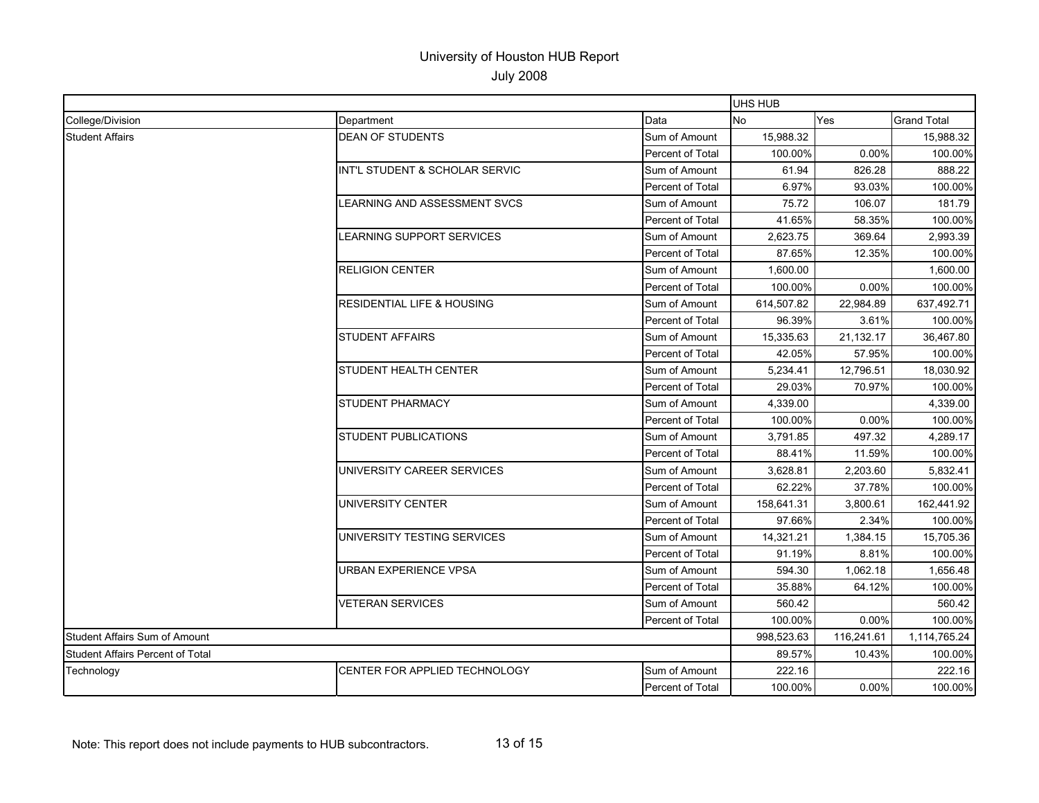# University of Houston HUB Report

July 2008

| | | | UHS HUB | | |
|---|---|---|---|---|---|
| College/Division | Department | Data | No | Yes | Grand Total |
| Student Affairs | DEAN OF STUDENTS | Sum of Amount | 15,988.32 | | 15,988.32 |
| | | Percent of Total | 100.00% | 0.00% | 100.00% |
| | INT'L STUDENT & SCHOLAR SERVIC | Sum of Amount | 61.94 | 826.28 | 888.22 |
| | | Percent of Total | 6.97% | 93.03% | 100.00% |
| | LEARNING AND ASSESSMENT SVCS | Sum of Amount | 75.72 | 106.07 | 181.79 |
| | | Percent of Total | 41.65% | 58.35% | 100.00% |
| | LEARNING SUPPORT SERVICES | Sum of Amount | 2,623.75 | 369.64 | 2,993.39 |
| | | Percent of Total | 87.65% | 12.35% | 100.00% |
| | RELIGION CENTER | Sum of Amount | 1,600.00 | | 1,600.00 |
| | | Percent of Total | 100.00% | 0.00% | 100.00% |
| | RESIDENTIAL LIFE & HOUSING | Sum of Amount | 614,507.82 | 22,984.89 | 637,492.71 |
| | | Percent of Total | 96.39% | 3.61% | 100.00% |
| | STUDENT AFFAIRS | Sum of Amount | 15,335.63 | 21,132.17 | 36,467.80 |
| | | Percent of Total | 42.05% | 57.95% | 100.00% |
| | STUDENT HEALTH CENTER | Sum of Amount | 5,234.41 | 12,796.51 | 18,030.92 |
| | | Percent of Total | 29.03% | 70.97% | 100.00% |
| | STUDENT PHARMACY | Sum of Amount | 4,339.00 | | 4,339.00 |
| | | Percent of Total | 100.00% | 0.00% | 100.00% |
| | STUDENT PUBLICATIONS | Sum of Amount | 3,791.85 | 497.32 | 4,289.17 |
| | | Percent of Total | 88.41% | 11.59% | 100.00% |
| | UNIVERSITY CAREER SERVICES | Sum of Amount | 3,628.81 | 2,203.60 | 5,832.41 |
| | | Percent of Total | 62.22% | 37.78% | 100.00% |
| | UNIVERSITY CENTER | Sum of Amount | 158,641.31 | 3,800.61 | 162,441.92 |
| | | Percent of Total | 97.66% | 2.34% | 100.00% |
| | UNIVERSITY TESTING SERVICES | Sum of Amount | 14,321.21 | 1,384.15 | 15,705.36 |
| | | Percent of Total | 91.19% | 8.81% | 100.00% |
| | URBAN EXPERIENCE VPSA | Sum of Amount | 594.30 | 1,062.18 | 1,656.48 |
| | | Percent of Total | 35.88% | 64.12% | 100.00% |
| | VETERAN SERVICES | Sum of Amount | 560.42 | | 560.42 |
| | | Percent of Total | 100.00% | 0.00% | 100.00% |
| Student Affairs Sum of Amount | | | 998,523.63 | 116,241.61 | 1,114,765.24 |
| Student Affairs Percent of Total | | | 89.57% | 10.43% | 100.00% |
| Technology | CENTER FOR APPLIED TECHNOLOGY | Sum of Amount | 222.16 | | 222.16 |
| | | Percent of Total | 100.00% | 0.00% | 100.00% |

Note: This report does not include payments to HUB subcontractors.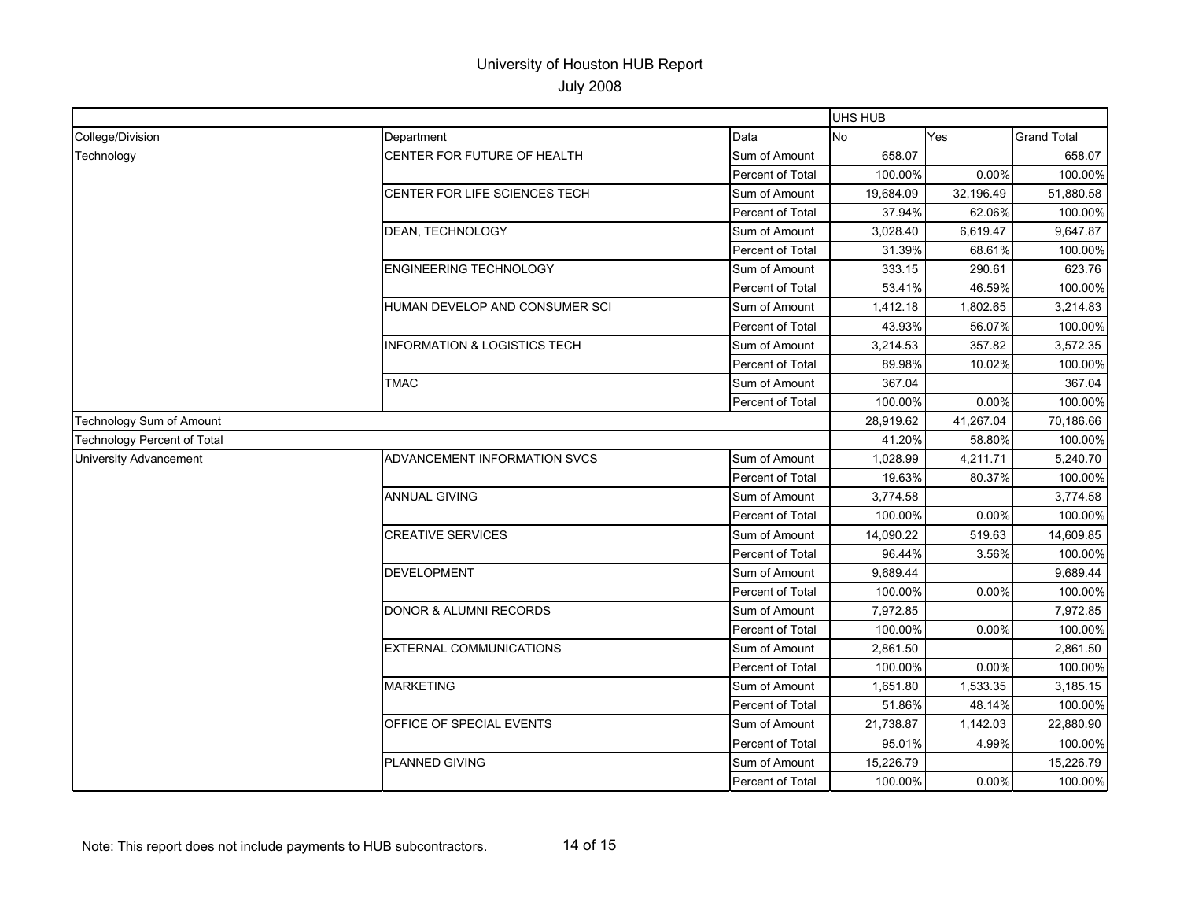# University of Houston HUB Report

July 2008

| | | | UHS HUB | | |
|---|---|---|---|---|---|
| College/Division | Department | Data | No | Yes | Grand Total |
| Technology | CENTER FOR FUTURE OF HEALTH | Sum of Amount | 658.07 | | 658.07 |
| | | Percent of Total | 100.00% | 0.00% | 100.00% |
| | CENTER FOR LIFE SCIENCES TECH | Sum of Amount | 19,684.09 | 32,196.49 | 51,880.58 |
| | | Percent of Total | 37.94% | 62.06% | 100.00% |
| | DEAN, TECHNOLOGY | Sum of Amount | 3,028.40 | 6,619.47 | 9,647.87 |
| | | Percent of Total | 31.39% | 68.61% | 100.00% |
| | ENGINEERING TECHNOLOGY | Sum of Amount | 333.15 | 290.61 | 623.76 |
| | | Percent of Total | 53.41% | 46.59% | 100.00% |
| | HUMAN DEVELOP AND CONSUMER SCI | Sum of Amount | 1,412.18 | 1,802.65 | 3,214.83 |
| | | Percent of Total | 43.93% | 56.07% | 100.00% |
| | INFORMATION & LOGISTICS TECH | Sum of Amount | 3,214.53 | 357.82 | 3,572.35 |
| | | Percent of Total | 89.98% | 10.02% | 100.00% |
| | TMAC | Sum of Amount | 367.04 | | 367.04 |
| | | Percent of Total | 100.00% | 0.00% | 100.00% |
| Technology Sum of Amount | | | 28,919.62 | 41,267.04 | 70,186.66 |
| Technology Percent of Total | | | 41.20% | 58.80% | 100.00% |
| University Advancement | ADVANCEMENT INFORMATION SVCS | Sum of Amount | 1,028.99 | 4,211.71 | 5,240.70 |
| | | Percent of Total | 19.63% | 80.37% | 100.00% |
| | ANNUAL GIVING | Sum of Amount | 3,774.58 | | 3,774.58 |
| | | Percent of Total | 100.00% | 0.00% | 100.00% |
| | CREATIVE SERVICES | Sum of Amount | 14,090.22 | 519.63 | 14,609.85 |
| | | Percent of Total | 96.44% | 3.56% | 100.00% |
| | DEVELOPMENT | Sum of Amount | 9,689.44 | | 9,689.44 |
| | | Percent of Total | 100.00% | 0.00% | 100.00% |
| | DONOR & ALUMNI RECORDS | Sum of Amount | 7,972.85 | | 7,972.85 |
| | | Percent of Total | 100.00% | 0.00% | 100.00% |
| | EXTERNAL COMMUNICATIONS | Sum of Amount | 2,861.50 | | 2,861.50 |
| | | Percent of Total | 100.00% | 0.00% | 100.00% |
| | MARKETING | Sum of Amount | 1,651.80 | 1,533.35 | 3,185.15 |
| | | Percent of Total | 51.86% | 48.14% | 100.00% |
| | OFFICE OF SPECIAL EVENTS | Sum of Amount | 21,738.87 | 1,142.03 | 22,880.90 |
| | | Percent of Total | 95.01% | 4.99% | 100.00% |
| | PLANNED GIVING | Sum of Amount | 15,226.79 | | 15,226.79 |
| | | Percent of Total | 100.00% | 0.00% | 100.00% |

Note: This report does not include payments to HUB subcontractors.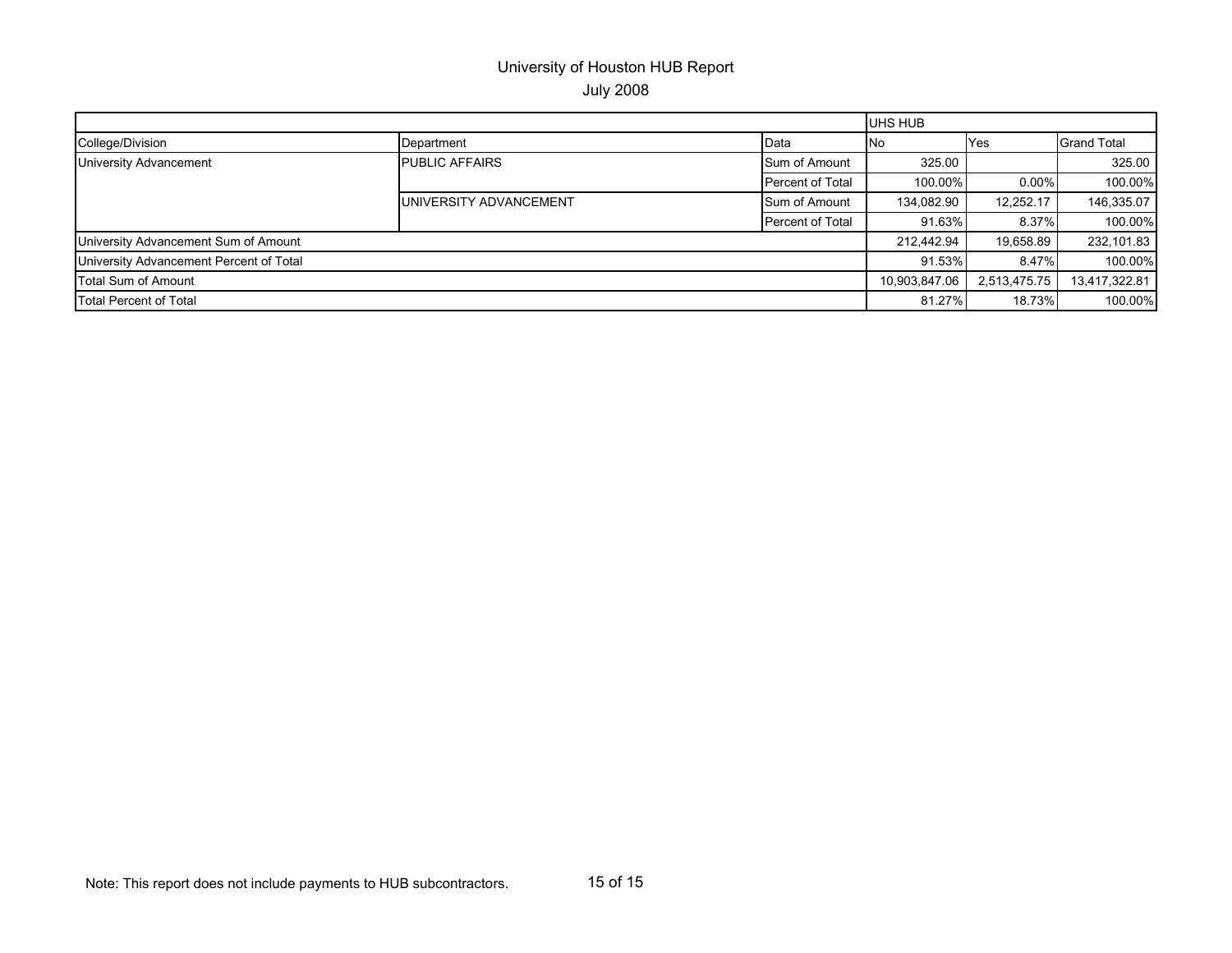# University of Houston HUB Report

July 2008

| | | | UHS HUB | | |
|---|---|---|---|---|---|
| College/Division | Department | Data | No | Yes | Grand Total |
| University Advancement | PUBLIC AFFAIRS | Sum of Amount | 325.00 | | 325.00 |
| | | Percent of Total | 100.00% | 0.00% | 100.00% |
| | UNIVERSITY ADVANCEMENT | Sum of Amount | 134,082.90 | 12,252.17 | 146,335.07 |
| | | Percent of Total | 91.63% | 8.37% | 100.00% |
| University Advancement Sum of Amount | | | 212,442.94 | 19,658.89 | 232,101.83 |
| University Advancement Percent of Total | | | 91.53% | 8.47% | 100.00% |
| Total Sum of Amount | | | 10,903,847.06 | 2,513,475.75 | 13,417,322.81 |
| Total Percent of Total | | | 81.27% | 18.73% | 100.00% |

Note: This report does not include payments to HUB subcontractors.